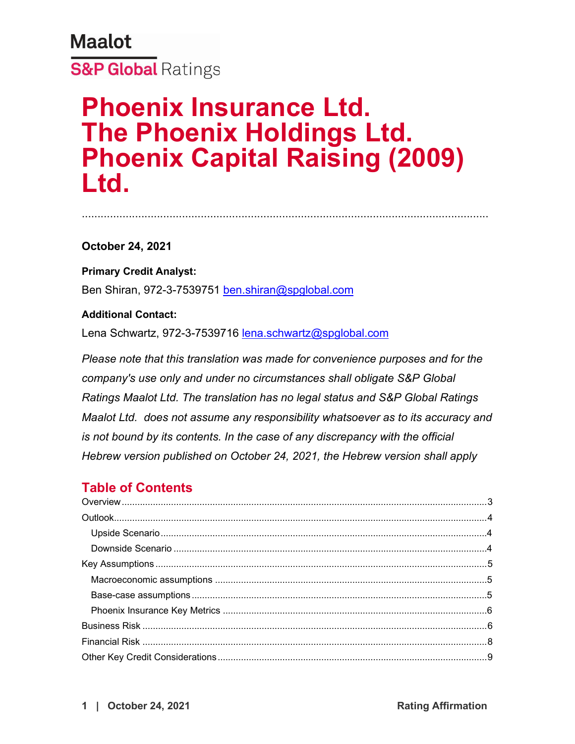Maalot

S&P Global Ratings

# Phoenix Insurance Ltd.
# The Phoenix Holdings Ltd.
# Phoenix Capital Raising (2009) Ltd.

**October 24, 2021**

**Primary Credit Analyst:**

Ben Shiran, 972-3-7539751 ben.shiran@spglobal.com

**Additional Contact:**

Lena Schwartz, 972-3-7539716 lena.schwartz@spglobal.com

*Please note that this translation was made for convenience purposes and for the company's use only and under no circumstances shall obligate S&P Global Ratings Maalot Ltd. The translation has no legal status and S&P Global Ratings Maalot Ltd. does not assume any responsibility whatsoever as to its accuracy and is not bound by its contents. In the case of any discrepancy with the official Hebrew version published on October 24, 2021, the Hebrew version shall apply*

## Table of Contents

- Overview .......... 3
- Outlook .......... 4
  - Upside Scenario .......... 4
  - Downside Scenario .......... 4
- Key Assumptions .......... 5
  - Macroeconomic assumptions .......... 5
  - Base-case assumptions .......... 5
  - Phoenix Insurance Key Metrics .......... 6
- Business Risk .......... 6
- Financial Risk .......... 8
- Other Key Credit Considerations .......... 9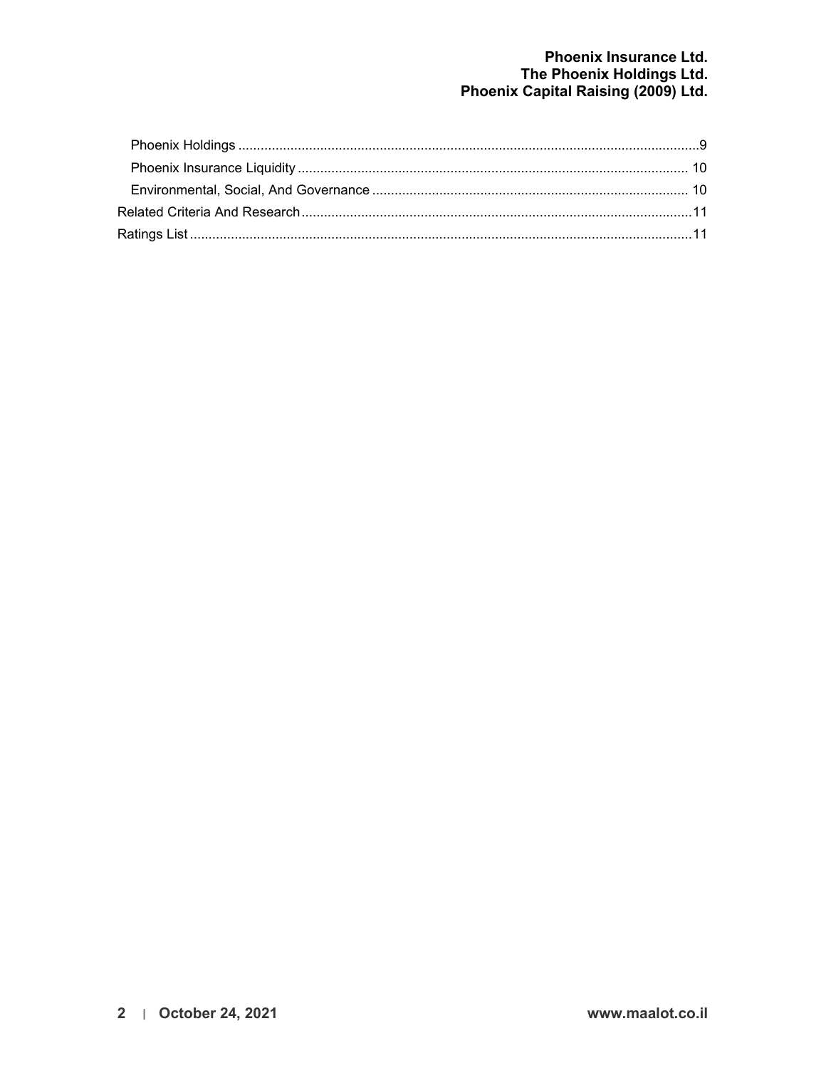Phoenix Holdings ..........................................................................................................................9
Phoenix Insurance Liquidity ........................................................................................................ 10
Environmental, Social, And Governance .................................................................................... 10
Related Criteria And Research........................................................................................................11
Ratings List ......................................................................................................................................11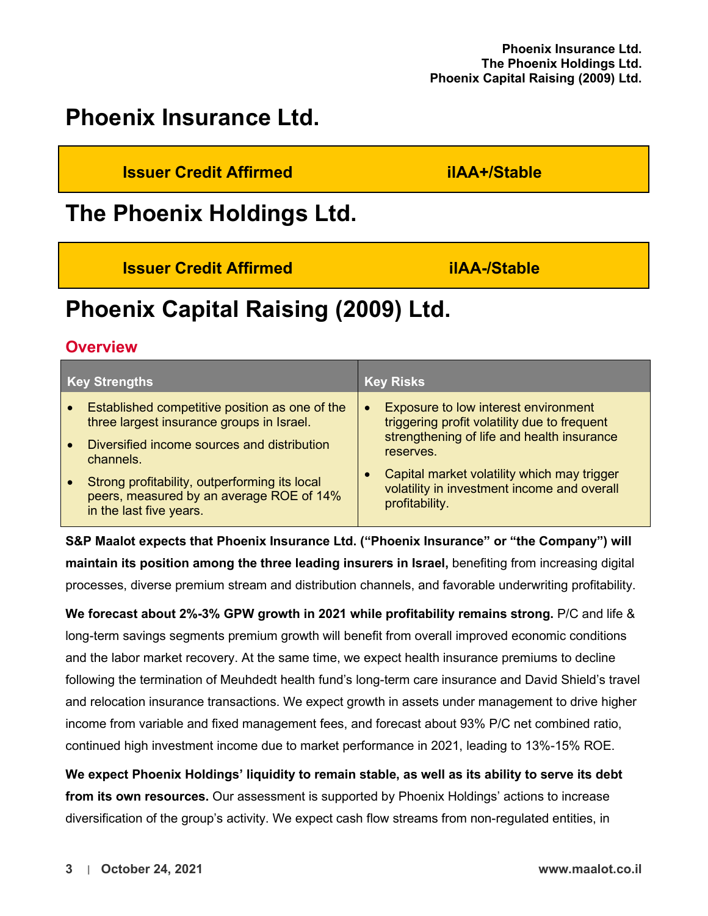# Phoenix Insurance Ltd.

| Issuer Credit Affirmed | iIAA+/Stable |
|---|---|

# The Phoenix Holdings Ltd.

| Issuer Credit Affirmed | iIAA-/Stable |
|---|---|

# Phoenix Capital Raising (2009) Ltd.

## Overview

| Key Strengths | Key Risks |
|---|---|
| • Established competitive position as one of the three largest insurance groups in Israel.<br>• Diversified income sources and distribution channels.<br>• Strong profitability, outperforming its local peers, measured by an average ROE of 14% in the last five years. | • Exposure to low interest environment triggering profit volatility due to frequent strengthening of life and health insurance reserves.<br>• Capital market volatility which may trigger volatility in investment income and overall profitability. |

**S&P Maalot expects that Phoenix Insurance Ltd. ("Phoenix Insurance" or "the Company") will maintain its position among the three leading insurers in Israel,** benefiting from increasing digital processes, diverse premium stream and distribution channels, and favorable underwriting profitability.

**We forecast about 2%-3% GPW growth in 2021 while profitability remains strong.** P/C and life & long-term savings segments premium growth will benefit from overall improved economic conditions and the labor market recovery. At the same time, we expect health insurance premiums to decline following the termination of Meuhdedt health fund's long-term care insurance and David Shield's travel and relocation insurance transactions. We expect growth in assets under management to drive higher income from variable and fixed management fees, and forecast about 93% P/C net combined ratio, continued high investment income due to market performance in 2021, leading to 13%-15% ROE.

**We expect Phoenix Holdings' liquidity to remain stable, as well as its ability to serve its debt from its own resources.** Our assessment is supported by Phoenix Holdings' actions to increase diversification of the group's activity. We expect cash flow streams from non-regulated entities, in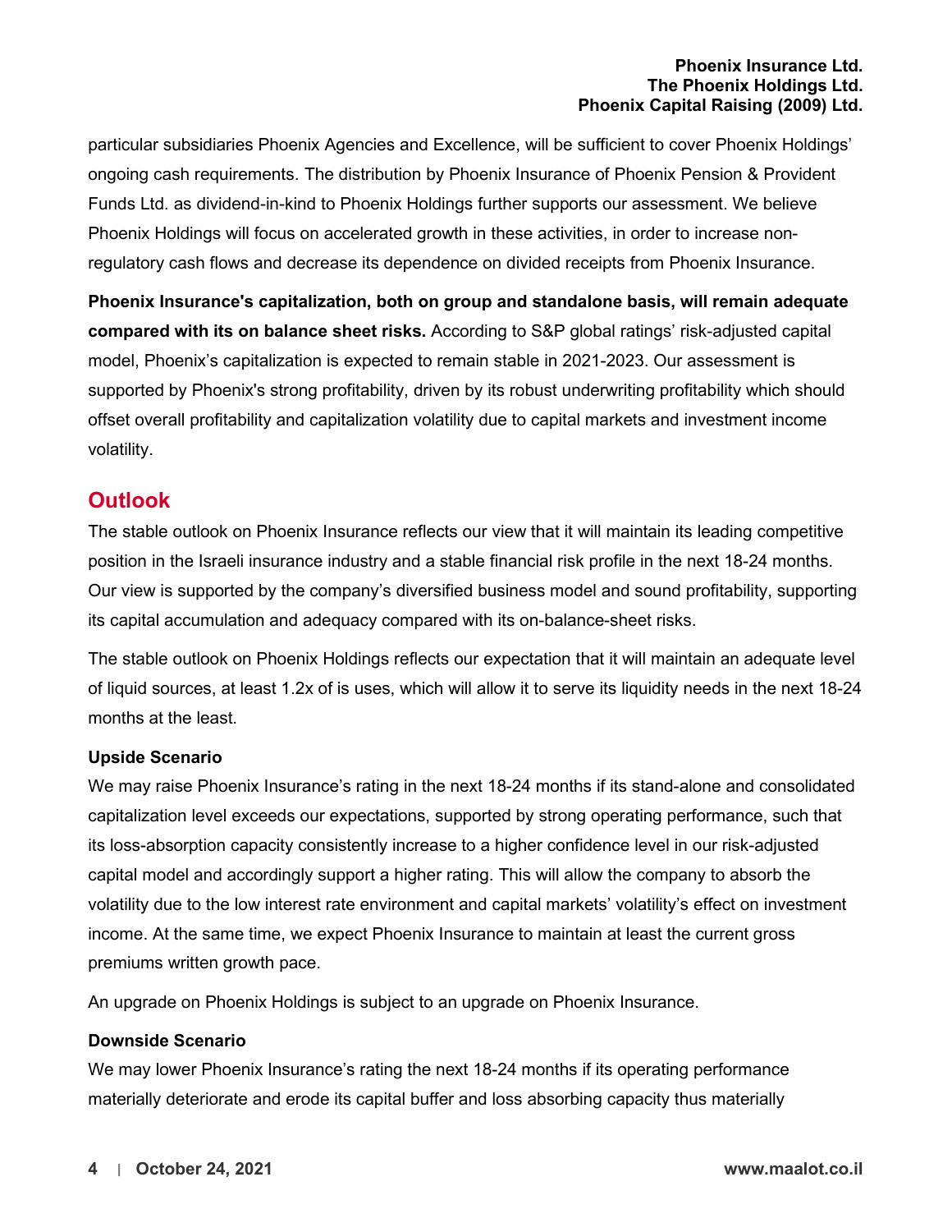particular subsidiaries Phoenix Agencies and Excellence, will be sufficient to cover Phoenix Holdings' ongoing cash requirements. The distribution by Phoenix Insurance of Phoenix Pension & Provident Funds Ltd. as dividend-in-kind to Phoenix Holdings further supports our assessment. We believe Phoenix Holdings will focus on accelerated growth in these activities, in order to increase non-regulatory cash flows and decrease its dependence on divided receipts from Phoenix Insurance.

**Phoenix Insurance's capitalization, both on group and standalone basis, will remain adequate compared with its on balance sheet risks.** According to S&P global ratings' risk-adjusted capital model, Phoenix's capitalization is expected to remain stable in 2021-2023. Our assessment is supported by Phoenix's strong profitability, driven by its robust underwriting profitability which should offset overall profitability and capitalization volatility due to capital markets and investment income volatility.

## Outlook

The stable outlook on Phoenix Insurance reflects our view that it will maintain its leading competitive position in the Israeli insurance industry and a stable financial risk profile in the next 18-24 months. Our view is supported by the company's diversified business model and sound profitability, supporting its capital accumulation and adequacy compared with its on-balance-sheet risks.

The stable outlook on Phoenix Holdings reflects our expectation that it will maintain an adequate level of liquid sources, at least 1.2x of is uses, which will allow it to serve its liquidity needs in the next 18-24 months at the least.

### Upside Scenario

We may raise Phoenix Insurance's rating in the next 18-24 months if its stand-alone and consolidated capitalization level exceeds our expectations, supported by strong operating performance, such that its loss-absorption capacity consistently increase to a higher confidence level in our risk-adjusted capital model and accordingly support a higher rating. This will allow the company to absorb the volatility due to the low interest rate environment and capital markets' volatility's effect on investment income. At the same time, we expect Phoenix Insurance to maintain at least the current gross premiums written growth pace.

An upgrade on Phoenix Holdings is subject to an upgrade on Phoenix Insurance.

### Downside Scenario

We may lower Phoenix Insurance's rating the next 18-24 months if its operating performance materially deteriorate and erode its capital buffer and loss absorbing capacity thus materially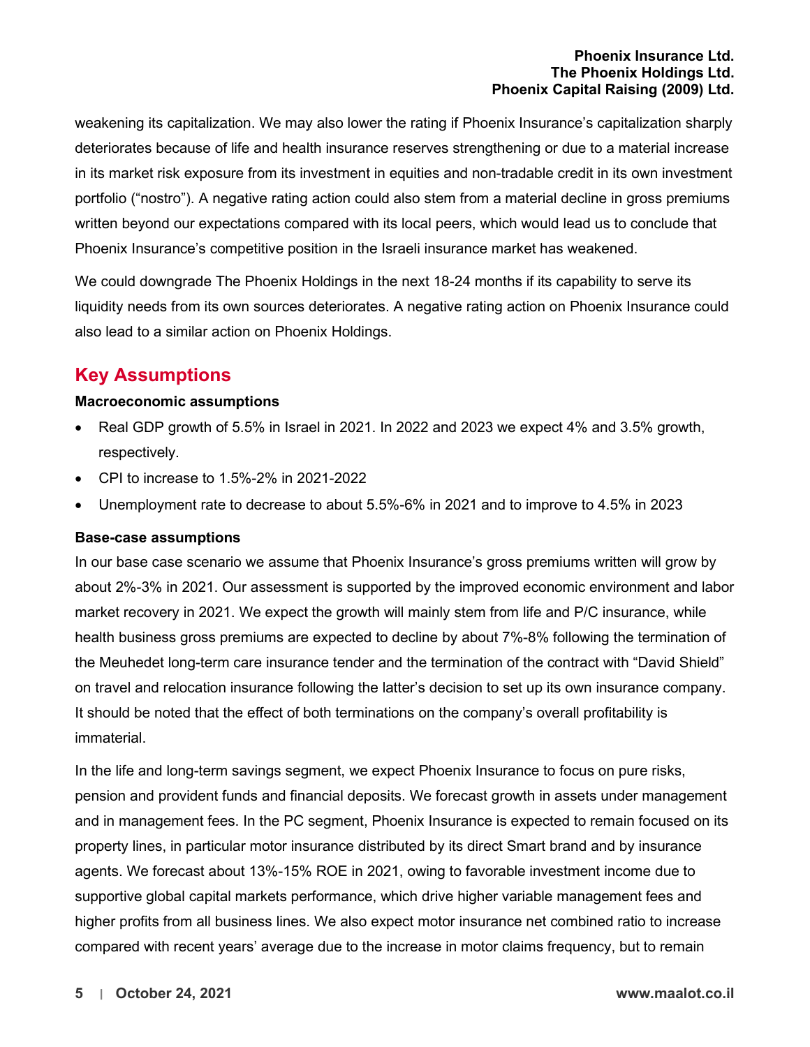weakening its capitalization. We may also lower the rating if Phoenix Insurance's capitalization sharply deteriorates because of life and health insurance reserves strengthening or due to a material increase in its market risk exposure from its investment in equities and non-tradable credit in its own investment portfolio ("nostro"). A negative rating action could also stem from a material decline in gross premiums written beyond our expectations compared with its local peers, which would lead us to conclude that Phoenix Insurance's competitive position in the Israeli insurance market has weakened.

We could downgrade The Phoenix Holdings in the next 18-24 months if its capability to serve its liquidity needs from its own sources deteriorates. A negative rating action on Phoenix Insurance could also lead to a similar action on Phoenix Holdings.

## Key Assumptions

**Macroeconomic assumptions**

- Real GDP growth of 5.5% in Israel in 2021. In 2022 and 2023 we expect 4% and 3.5% growth, respectively.
- CPI to increase to 1.5%-2% in 2021-2022
- Unemployment rate to decrease to about 5.5%-6% in 2021 and to improve to 4.5% in 2023

**Base-case assumptions**

In our base case scenario we assume that Phoenix Insurance's gross premiums written will grow by about 2%-3% in 2021. Our assessment is supported by the improved economic environment and labor market recovery in 2021. We expect the growth will mainly stem from life and P/C insurance, while health business gross premiums are expected to decline by about 7%-8% following the termination of the Meuhedet long-term care insurance tender and the termination of the contract with "David Shield" on travel and relocation insurance following the latter's decision to set up its own insurance company. It should be noted that the effect of both terminations on the company's overall profitability is immaterial.

In the life and long-term savings segment, we expect Phoenix Insurance to focus on pure risks, pension and provident funds and financial deposits. We forecast growth in assets under management and in management fees. In the PC segment, Phoenix Insurance is expected to remain focused on its property lines, in particular motor insurance distributed by its direct Smart brand and by insurance agents. We forecast about 13%-15% ROE in 2021, owing to favorable investment income due to supportive global capital markets performance, which drive higher variable management fees and higher profits from all business lines. We also expect motor insurance net combined ratio to increase compared with recent years' average due to the increase in motor claims frequency, but to remain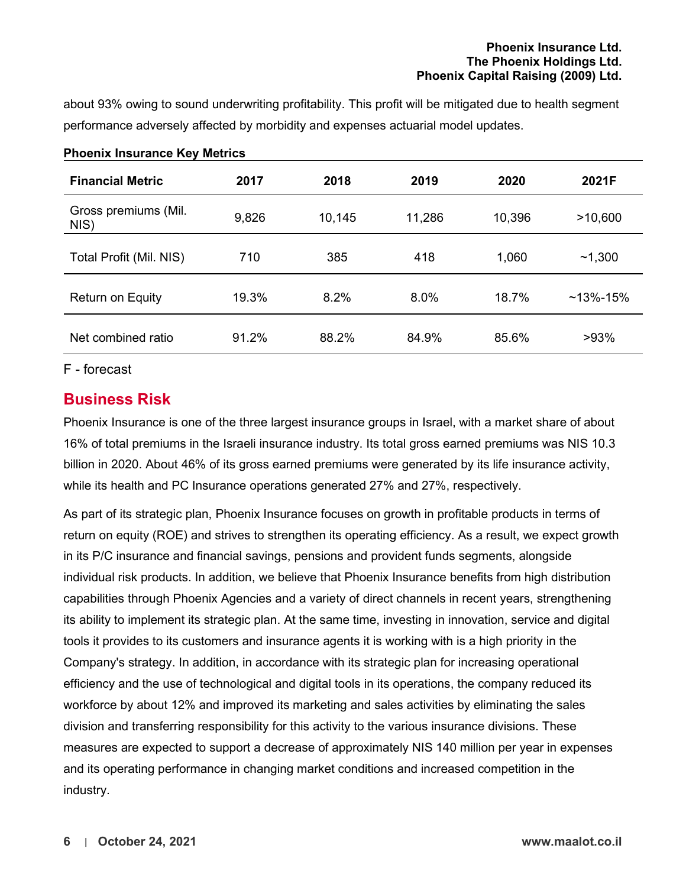about 93% owing to sound underwriting profitability. This profit will be mitigated due to health segment performance adversely affected by morbidity and expenses actuarial model updates.

**Phoenix Insurance Key Metrics**

| Financial Metric | 2017 | 2018 | 2019 | 2020 | 2021F |
|---|---|---|---|---|---|
| Gross premiums (Mil. NIS) | 9,826 | 10,145 | 11,286 | 10,396 | >10,600 |
| Total Profit (Mil. NIS) | 710 | 385 | 418 | 1,060 | ~1,300 |
| Return on Equity | 19.3% | 8.2% | 8.0% | 18.7% | ~13%-15% |
| Net combined ratio | 91.2% | 88.2% | 84.9% | 85.6% | >93% |

F - forecast

## Business Risk

Phoenix Insurance is one of the three largest insurance groups in Israel, with a market share of about 16% of total premiums in the Israeli insurance industry. Its total gross earned premiums was NIS 10.3 billion in 2020. About 46% of its gross earned premiums were generated by its life insurance activity, while its health and PC Insurance operations generated 27% and 27%, respectively.

As part of its strategic plan, Phoenix Insurance focuses on growth in profitable products in terms of return on equity (ROE) and strives to strengthen its operating efficiency. As a result, we expect growth in its P/C insurance and financial savings, pensions and provident funds segments, alongside individual risk products. In addition, we believe that Phoenix Insurance benefits from high distribution capabilities through Phoenix Agencies and a variety of direct channels in recent years, strengthening its ability to implement its strategic plan. At the same time, investing in innovation, service and digital tools it provides to its customers and insurance agents it is working with is a high priority in the Company's strategy. In addition, in accordance with its strategic plan for increasing operational efficiency and the use of technological and digital tools in its operations, the company reduced its workforce by about 12% and improved its marketing and sales activities by eliminating the sales division and transferring responsibility for this activity to the various insurance divisions. These measures are expected to support a decrease of approximately NIS 140 million per year in expenses and its operating performance in changing market conditions and increased competition in the industry.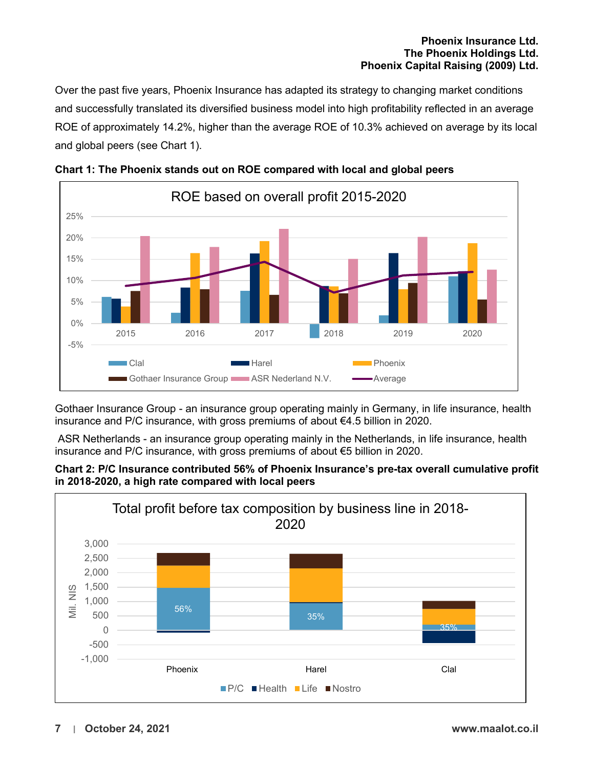Over the past five years, Phoenix Insurance has adapted its strategy to changing market conditions and successfully translated its diversified business model into high profitability reflected in an average ROE of approximately 14.2%, higher than the average ROE of 10.3% achieved on average by its local and global peers (see Chart 1).

**Chart 1: The Phoenix stands out on ROE compared with local and global peers**

Gothaer Insurance Group - an insurance group operating mainly in Germany, in life insurance, health insurance and P/C insurance, with gross premiums of about €4.5 billion in 2020.

ASR Netherlands - an insurance group operating mainly in the Netherlands, in life insurance, health insurance and P/C insurance, with gross premiums of about €5 billion in 2020.

**Chart 2: P/C Insurance contributed 56% of Phoenix Insurance's pre-tax overall cumulative profit in 2018-2020, a high rate compared with local peers**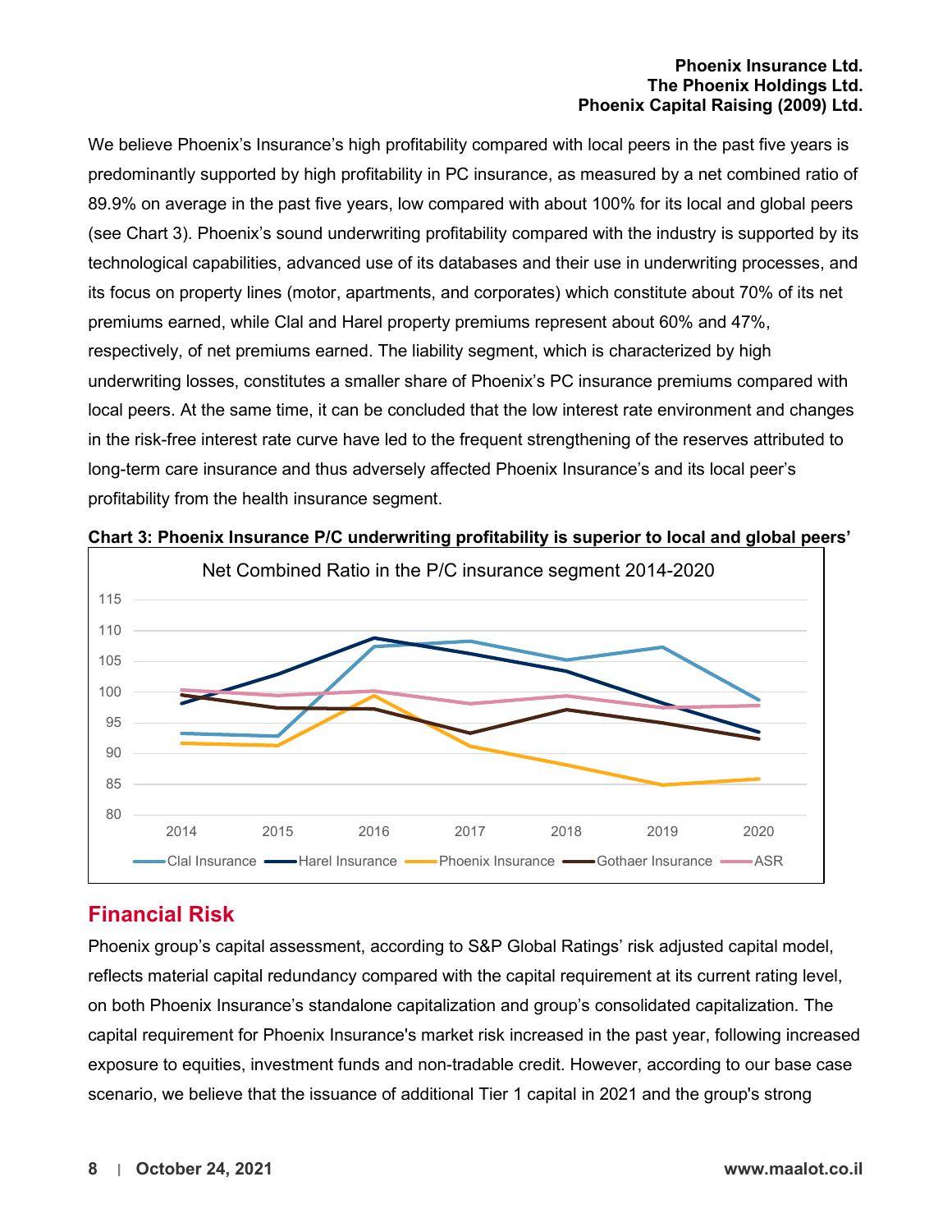We believe Phoenix's Insurance's high profitability compared with local peers in the past five years is predominantly supported by high profitability in PC insurance, as measured by a net combined ratio of 89.9% on average in the past five years, low compared with about 100% for its local and global peers (see Chart 3). Phoenix's sound underwriting profitability compared with the industry is supported by its technological capabilities, advanced use of its databases and their use in underwriting processes, and its focus on property lines (motor, apartments, and corporates) which constitute about 70% of its net premiums earned, while Clal and Harel property premiums represent about 60% and 47%, respectively, of net premiums earned. The liability segment, which is characterized by high underwriting losses, constitutes a smaller share of Phoenix's PC insurance premiums compared with local peers. At the same time, it can be concluded that the low interest rate environment and changes in the risk-free interest rate curve have led to the frequent strengthening of the reserves attributed to long-term care insurance and thus adversely affected Phoenix Insurance's and its local peer's profitability from the health insurance segment.

**Chart 3: Phoenix Insurance P/C underwriting profitability is superior to local and global peers'**

Net Combined Ratio in the P/C insurance segment 2014-2020

Legend: Clal Insurance, Harel Insurance, Phoenix Insurance, Gothaer Insurance, ASR

## Financial Risk

Phoenix group's capital assessment, according to S&P Global Ratings' risk adjusted capital model, reflects material capital redundancy compared with the capital requirement at its current rating level, on both Phoenix Insurance's standalone capitalization and group's consolidated capitalization. The capital requirement for Phoenix Insurance's market risk increased in the past year, following increased exposure to equities, investment funds and non-tradable credit. However, according to our base case scenario, we believe that the issuance of additional Tier 1 capital in 2021 and the group's strong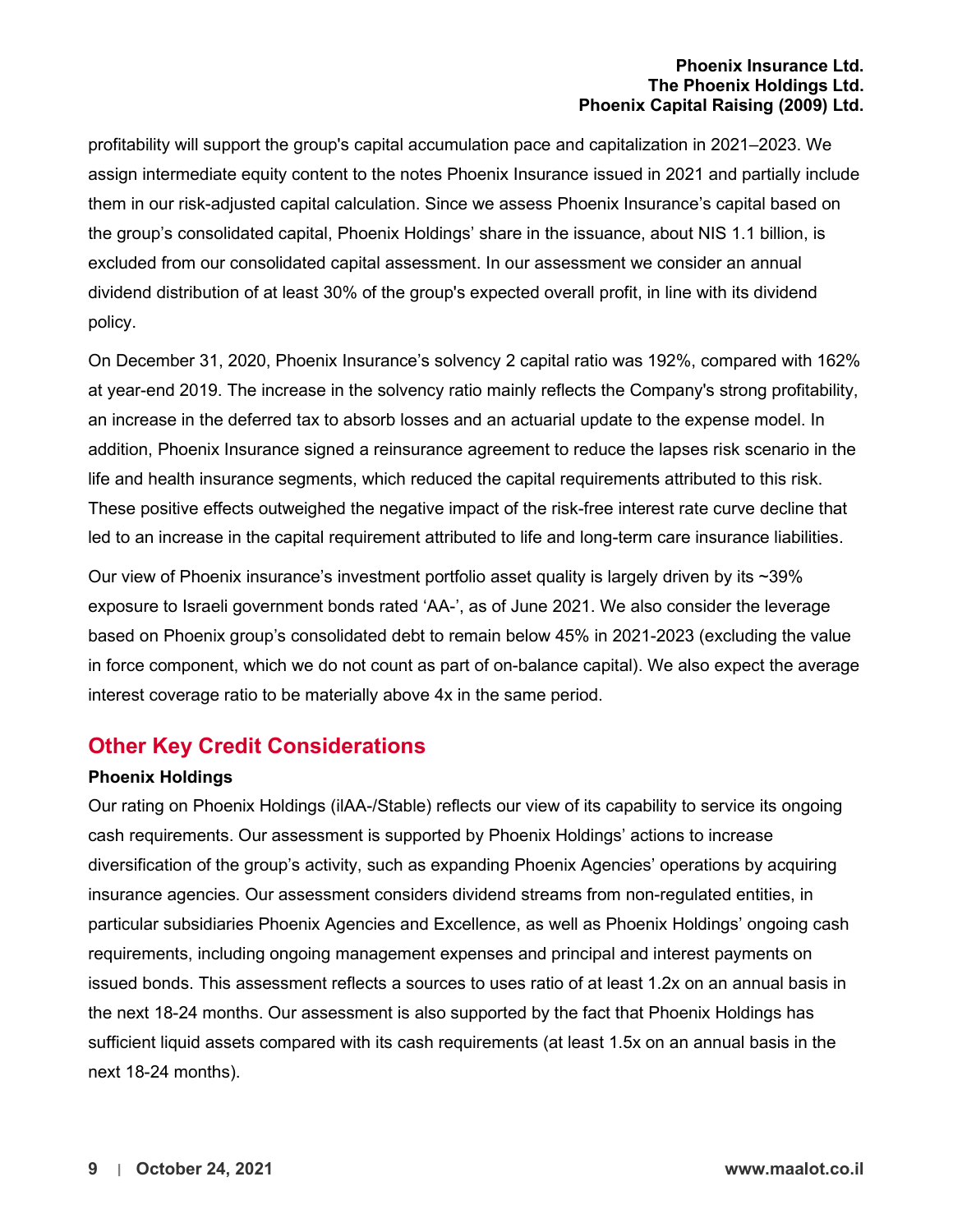profitability will support the group's capital accumulation pace and capitalization in 2021–2023. We assign intermediate equity content to the notes Phoenix Insurance issued in 2021 and partially include them in our risk-adjusted capital calculation. Since we assess Phoenix Insurance's capital based on the group's consolidated capital, Phoenix Holdings' share in the issuance, about NIS 1.1 billion, is excluded from our consolidated capital assessment. In our assessment we consider an annual dividend distribution of at least 30% of the group's expected overall profit, in line with its dividend policy.

On December 31, 2020, Phoenix Insurance's solvency 2 capital ratio was 192%, compared with 162% at year-end 2019. The increase in the solvency ratio mainly reflects the Company's strong profitability, an increase in the deferred tax to absorb losses and an actuarial update to the expense model. In addition, Phoenix Insurance signed a reinsurance agreement to reduce the lapses risk scenario in the life and health insurance segments, which reduced the capital requirements attributed to this risk. These positive effects outweighed the negative impact of the risk-free interest rate curve decline that led to an increase in the capital requirement attributed to life and long-term care insurance liabilities.

Our view of Phoenix insurance's investment portfolio asset quality is largely driven by its ~39% exposure to Israeli government bonds rated 'AA-', as of June 2021. We also consider the leverage based on Phoenix group's consolidated debt to remain below 45% in 2021-2023 (excluding the value in force component, which we do not count as part of on-balance capital). We also expect the average interest coverage ratio to be materially above 4x in the same period.

## Other Key Credit Considerations

**Phoenix Holdings**

Our rating on Phoenix Holdings (ilAA-/Stable) reflects our view of its capability to service its ongoing cash requirements. Our assessment is supported by Phoenix Holdings' actions to increase diversification of the group's activity, such as expanding Phoenix Agencies' operations by acquiring insurance agencies. Our assessment considers dividend streams from non-regulated entities, in particular subsidiaries Phoenix Agencies and Excellence, as well as Phoenix Holdings' ongoing cash requirements, including ongoing management expenses and principal and interest payments on issued bonds. This assessment reflects a sources to uses ratio of at least 1.2x on an annual basis in the next 18-24 months. Our assessment is also supported by the fact that Phoenix Holdings has sufficient liquid assets compared with its cash requirements (at least 1.5x on an annual basis in the next 18-24 months).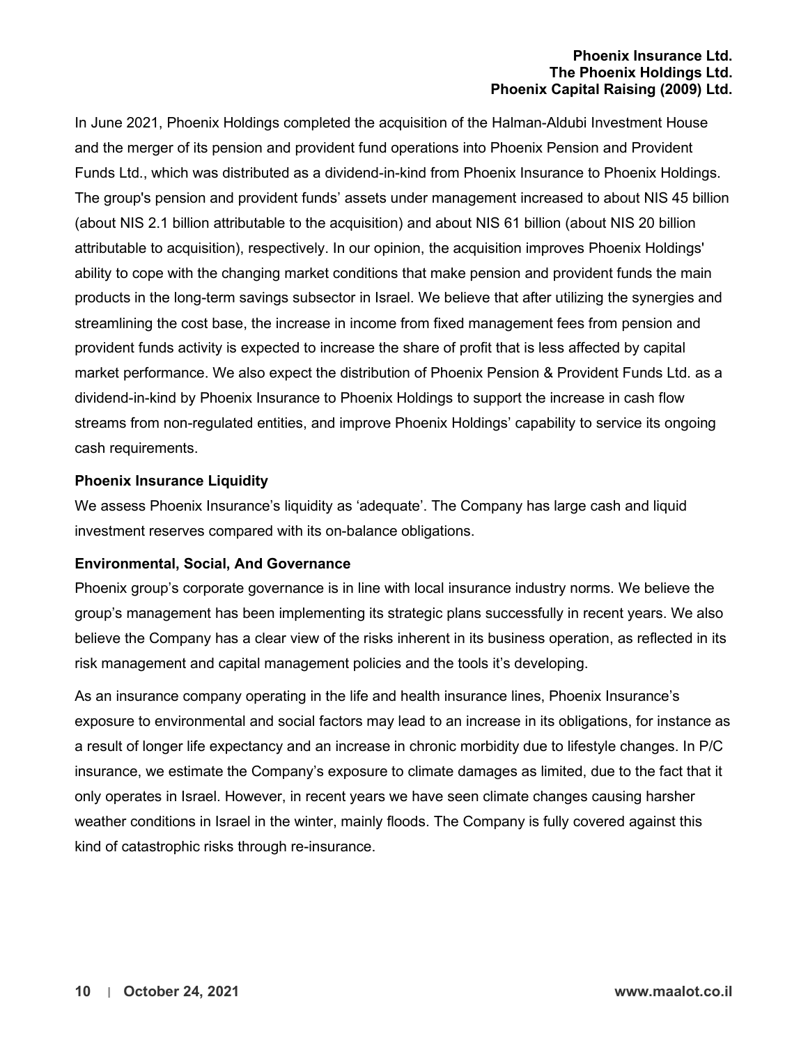In June 2021, Phoenix Holdings completed the acquisition of the Halman-Aldubi Investment House and the merger of its pension and provident fund operations into Phoenix Pension and Provident Funds Ltd., which was distributed as a dividend-in-kind from Phoenix Insurance to Phoenix Holdings. The group's pension and provident funds' assets under management increased to about NIS 45 billion (about NIS 2.1 billion attributable to the acquisition) and about NIS 61 billion (about NIS 20 billion attributable to acquisition), respectively. In our opinion, the acquisition improves Phoenix Holdings' ability to cope with the changing market conditions that make pension and provident funds the main products in the long-term savings subsector in Israel. We believe that after utilizing the synergies and streamlining the cost base, the increase in income from fixed management fees from pension and provident funds activity is expected to increase the share of profit that is less affected by capital market performance. We also expect the distribution of Phoenix Pension & Provident Funds Ltd. as a dividend-in-kind by Phoenix Insurance to Phoenix Holdings to support the increase in cash flow streams from non-regulated entities, and improve Phoenix Holdings' capability to service its ongoing cash requirements.

**Phoenix Insurance Liquidity**

We assess Phoenix Insurance's liquidity as 'adequate'. The Company has large cash and liquid investment reserves compared with its on-balance obligations.

**Environmental, Social, And Governance**

Phoenix group's corporate governance is in line with local insurance industry norms. We believe the group's management has been implementing its strategic plans successfully in recent years. We also believe the Company has a clear view of the risks inherent in its business operation, as reflected in its risk management and capital management policies and the tools it's developing.

As an insurance company operating in the life and health insurance lines, Phoenix Insurance's exposure to environmental and social factors may lead to an increase in its obligations, for instance as a result of longer life expectancy and an increase in chronic morbidity due to lifestyle changes. In P/C insurance, we estimate the Company's exposure to climate damages as limited, due to the fact that it only operates in Israel. However, in recent years we have seen climate changes causing harsher weather conditions in Israel in the winter, mainly floods. The Company is fully covered against this kind of catastrophic risks through re-insurance.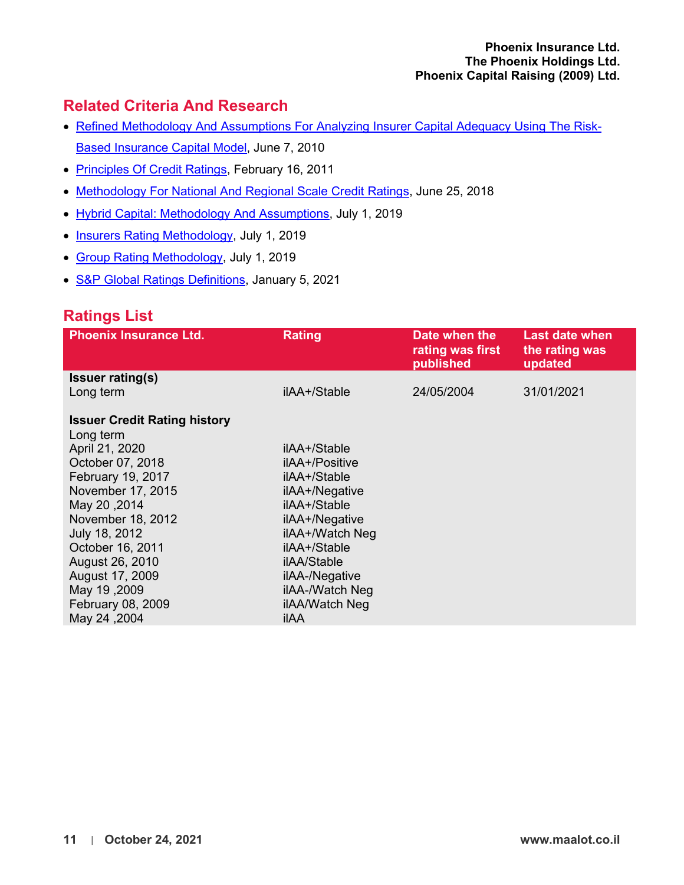## Related Criteria And Research

- Refined Methodology And Assumptions For Analyzing Insurer Capital Adequacy Using The Risk-Based Insurance Capital Model, June 7, 2010
- Principles Of Credit Ratings, February 16, 2011
- Methodology For National And Regional Scale Credit Ratings, June 25, 2018
- Hybrid Capital: Methodology And Assumptions, July 1, 2019
- Insurers Rating Methodology, July 1, 2019
- Group Rating Methodology, July 1, 2019
- S&P Global Ratings Definitions, January 5, 2021

## Ratings List

| Phoenix Insurance Ltd. | Rating | Date when the rating was first published | Last date when the rating was updated |
|---|---|---|---|
| **Issuer rating(s)** | | | |
| Long term | ilAA+/Stable | 24/05/2004 | 31/01/2021 |
| **Issuer Credit Rating history** | | | |
| Long term | | | |
| April 21, 2020 | ilAA+/Stable | | |
| October 07, 2018 | ilAA+/Positive | | |
| February 19, 2017 | ilAA+/Stable | | |
| November 17, 2015 | ilAA+/Negative | | |
| May 20 ,2014 | ilAA+/Stable | | |
| November 18, 2012 | ilAA+/Negative | | |
| July 18, 2012 | ilAA+/Watch Neg | | |
| October 16, 2011 | ilAA+/Stable | | |
| August 26, 2010 | ilAA/Stable | | |
| August 17, 2009 | ilAA-/Negative | | |
| May 19 ,2009 | ilAA-/Watch Neg | | |
| February 08, 2009 | ilAA/Watch Neg | | |
| May 24 ,2004 | ilAA | | |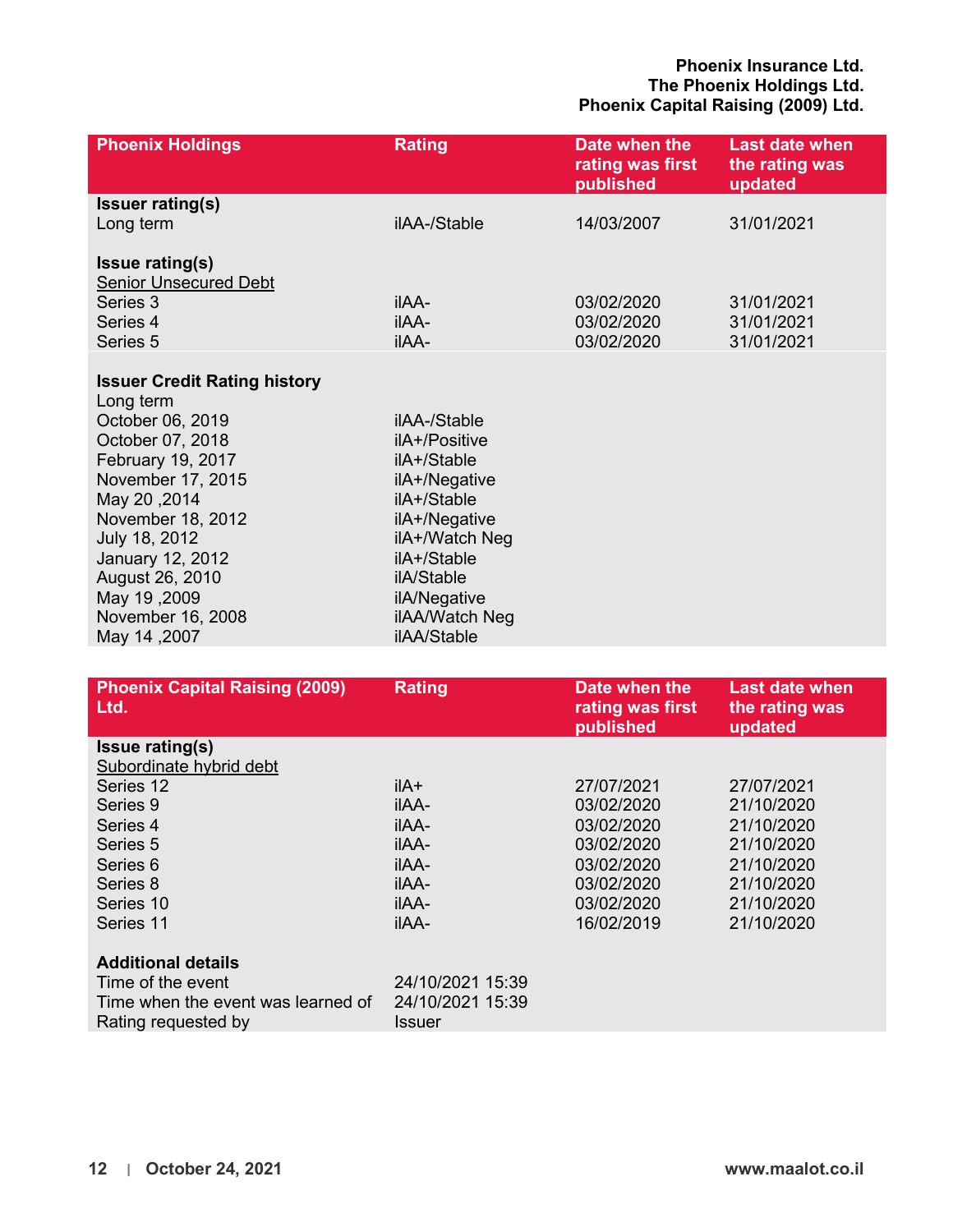| Phoenix Holdings | Rating | Date when the rating was first published | Last date when the rating was updated |
|---|---|---|---|
| **Issuer rating(s)** | | | |
| Long term | ilAA-/Stable | 14/03/2007 | 31/01/2021 |
| | | | |
| **Issue rating(s)** | | | |
| Senior Unsecured Debt | | | |
| Series 3 | ilAA- | 03/02/2020 | 31/01/2021 |
| Series 4 | ilAA- | 03/02/2020 | 31/01/2021 |
| Series 5 | ilAA- | 03/02/2020 | 31/01/2021 |
| | | | |
| **Issuer Credit Rating history** | | | |
| Long term | | | |
| October 06, 2019 | ilAA-/Stable | | |
| October 07, 2018 | ilA+/Positive | | |
| February 19, 2017 | ilA+/Stable | | |
| November 17, 2015 | ilA+/Negative | | |
| May 20 ,2014 | ilA+/Stable | | |
| November 18, 2012 | ilA+/Negative | | |
| July 18, 2012 | ilA+/Watch Neg | | |
| January 12, 2012 | ilA+/Stable | | |
| August 26, 2010 | ilA/Stable | | |
| May 19 ,2009 | ilA/Negative | | |
| November 16, 2008 | ilAA/Watch Neg | | |
| May 14 ,2007 | ilAA/Stable | | |

| Phoenix Capital Raising (2009) Ltd. | Rating | Date when the rating was first published | Last date when the rating was updated |
|---|---|---|---|
| **Issue rating(s)** | | | |
| Subordinate hybrid debt | | | |
| Series 12 | ilA+ | 27/07/2021 | 27/07/2021 |
| Series 9 | ilAA- | 03/02/2020 | 21/10/2020 |
| Series 4 | ilAA- | 03/02/2020 | 21/10/2020 |
| Series 5 | ilAA- | 03/02/2020 | 21/10/2020 |
| Series 6 | ilAA- | 03/02/2020 | 21/10/2020 |
| Series 8 | ilAA- | 03/02/2020 | 21/10/2020 |
| Series 10 | ilAA- | 03/02/2020 | 21/10/2020 |
| Series 11 | ilAA- | 16/02/2019 | 21/10/2020 |
| | | | |
| **Additional details** | | | |
| Time of the event | 24/10/2021 15:39 | | |
| Time when the event was learned of | 24/10/2021 15:39 | | |
| Rating requested by | Issuer | | |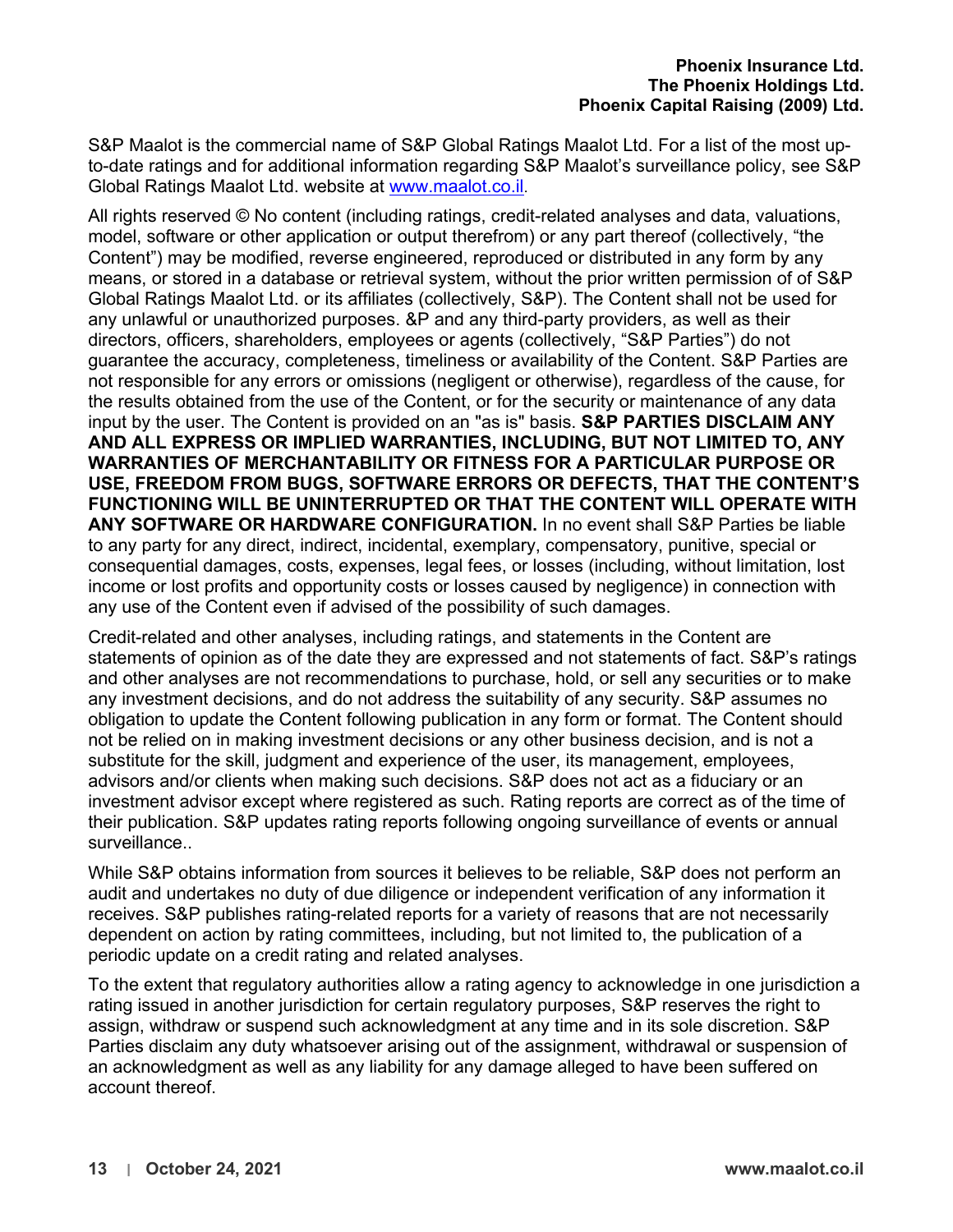S&P Maalot is the commercial name of S&P Global Ratings Maalot Ltd. For a list of the most up-to-date ratings and for additional information regarding S&P Maalot's surveillance policy, see S&P Global Ratings Maalot Ltd. website at [www.maalot.co.il](http://www.maalot.co.il).

All rights reserved © No content (including ratings, credit-related analyses and data, valuations, model, software or other application or output therefrom) or any part thereof (collectively, "the Content") may be modified, reverse engineered, reproduced or distributed in any form by any means, or stored in a database or retrieval system, without the prior written permission of of S&P Global Ratings Maalot Ltd. or its affiliates (collectively, S&P). The Content shall not be used for any unlawful or unauthorized purposes. &P and any third-party providers, as well as their directors, officers, shareholders, employees or agents (collectively, "S&P Parties") do not guarantee the accuracy, completeness, timeliness or availability of the Content. S&P Parties are not responsible for any errors or omissions (negligent or otherwise), regardless of the cause, for the results obtained from the use of the Content, or for the security or maintenance of any data input by the user. The Content is provided on an "as is" basis. **S&P PARTIES DISCLAIM ANY AND ALL EXPRESS OR IMPLIED WARRANTIES, INCLUDING, BUT NOT LIMITED TO, ANY WARRANTIES OF MERCHANTABILITY OR FITNESS FOR A PARTICULAR PURPOSE OR USE, FREEDOM FROM BUGS, SOFTWARE ERRORS OR DEFECTS, THAT THE CONTENT'S FUNCTIONING WILL BE UNINTERRUPTED OR THAT THE CONTENT WILL OPERATE WITH ANY SOFTWARE OR HARDWARE CONFIGURATION.** In no event shall S&P Parties be liable to any party for any direct, indirect, incidental, exemplary, compensatory, punitive, special or consequential damages, costs, expenses, legal fees, or losses (including, without limitation, lost income or lost profits and opportunity costs or losses caused by negligence) in connection with any use of the Content even if advised of the possibility of such damages.

Credit-related and other analyses, including ratings, and statements in the Content are statements of opinion as of the date they are expressed and not statements of fact. S&P's ratings and other analyses are not recommendations to purchase, hold, or sell any securities or to make any investment decisions, and do not address the suitability of any security. S&P assumes no obligation to update the Content following publication in any form or format. The Content should not be relied on in making investment decisions or any other business decision, and is not a substitute for the skill, judgment and experience of the user, its management, employees, advisors and/or clients when making such decisions. S&P does not act as a fiduciary or an investment advisor except where registered as such. Rating reports are correct as of the time of their publication. S&P updates rating reports following ongoing surveillance of events or annual surveillance..

While S&P obtains information from sources it believes to be reliable, S&P does not perform an audit and undertakes no duty of due diligence or independent verification of any information it receives. S&P publishes rating-related reports for a variety of reasons that are not necessarily dependent on action by rating committees, including, but not limited to, the publication of a periodic update on a credit rating and related analyses.

To the extent that regulatory authorities allow a rating agency to acknowledge in one jurisdiction a rating issued in another jurisdiction for certain regulatory purposes, S&P reserves the right to assign, withdraw or suspend such acknowledgment at any time and in its sole discretion. S&P Parties disclaim any duty whatsoever arising out of the assignment, withdrawal or suspension of an acknowledgment as well as any liability for any damage alleged to have been suffered on account thereof.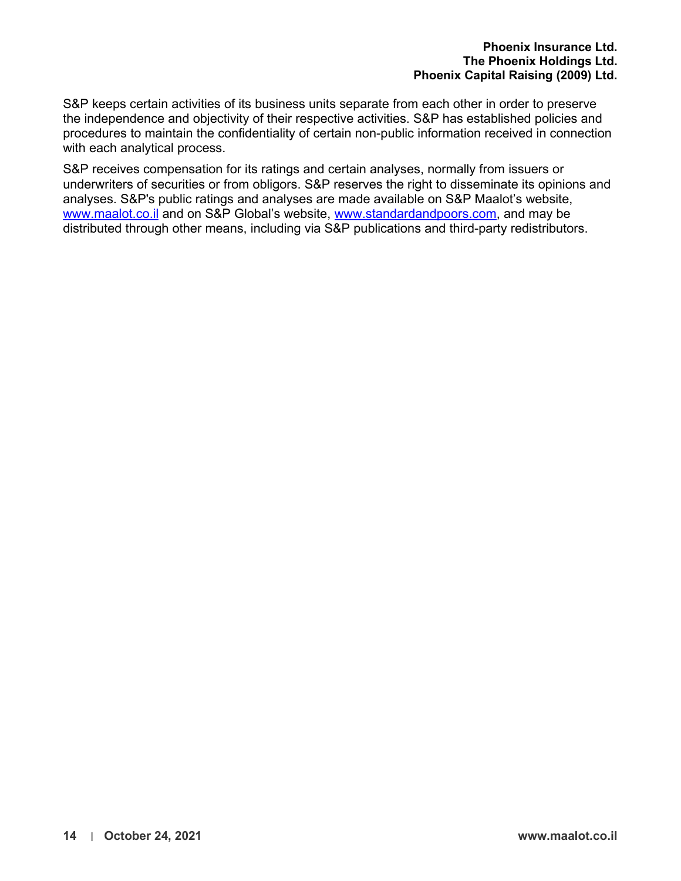S&P keeps certain activities of its business units separate from each other in order to preserve the independence and objectivity of their respective activities. S&P has established policies and procedures to maintain the confidentiality of certain non-public information received in connection with each analytical process.

S&P receives compensation for its ratings and certain analyses, normally from issuers or underwriters of securities or from obligors. S&P reserves the right to disseminate its opinions and analyses. S&P's public ratings and analyses are made available on S&P Maalot's website, [www.maalot.co.il](http://www.maalot.co.il) and on S&P Global's website, [www.standardandpoors.com](http://www.standardandpoors.com), and may be distributed through other means, including via S&P publications and third-party redistributors.